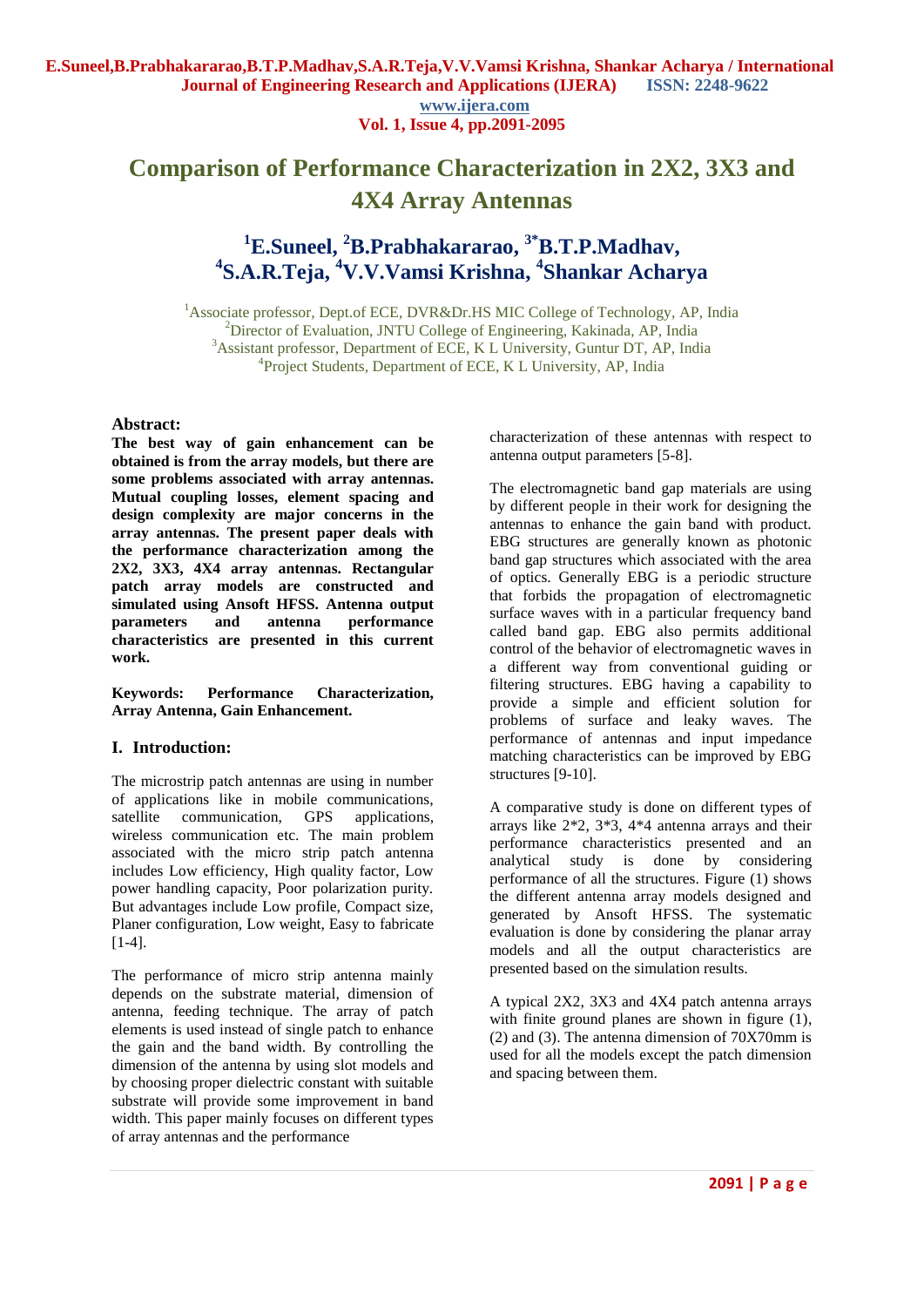# Comparison of Performance Characterization in 2X2, 3X3 and 4X4 Array Antennas

## [1]E.Suneel, [2]B.Prabhakararao, [3*]B.T.P.Madhav, [4]S.A.R.Teja, [4]V.V.Vamsi Krishna, [4]Shankar Acharya

[1]Associate professor, Dept.of ECE, DVR&Dr.HS MIC College of Technology, AP, India
[2]Director of Evaluation, JNTU College of Engineering, Kakinada, AP, India
[3]Assistant professor, Department of ECE, K L University, Guntur DT, AP, India
[4]Project Students, Department of ECE, K L University, AP, India

### Abstract:

**The best way of gain enhancement can be obtained is from the array models, but there are some problems associated with array antennas. Mutual coupling losses, element spacing and design complexity are major concerns in the array antennas. The present paper deals with the performance characterization among the 2X2, 3X3, 4X4 array antennas. Rectangular patch array models are constructed and simulated using Ansoft HFSS. Antenna output parameters and antenna performance characteristics are presented in this current work.**

**Keywords: Performance Characterization, Array Antenna, Gain Enhancement.**

## I. Introduction:

The microstrip patch antennas are using in number of applications like in mobile communications, satellite communication, GPS applications, wireless communication etc. The main problem associated with the micro strip patch antenna includes Low efficiency, High quality factor, Low power handling capacity, Poor polarization purity. But advantages include Low profile, Compact size, Planer configuration, Low weight, Easy to fabricate [1-4].

The performance of micro strip antenna mainly depends on the substrate material, dimension of antenna, feeding technique. The array of patch elements is used instead of single patch to enhance the gain and the band width. By controlling the dimension of the antenna by using slot models and by choosing proper dielectric constant with suitable substrate will provide some improvement in band width. This paper mainly focuses on different types of array antennas and the performance characterization of these antennas with respect to antenna output parameters [5-8].

The electromagnetic band gap materials are using by different people in their work for designing the antennas to enhance the gain band with product. EBG structures are generally known as photonic band gap structures which associated with the area of optics. Generally EBG is a periodic structure that forbids the propagation of electromagnetic surface waves with in a particular frequency band called band gap. EBG also permits additional control of the behavior of electromagnetic waves in a different way from conventional guiding or filtering structures. EBG having a capability to provide a simple and efficient solution for problems of surface and leaky waves. The performance of antennas and input impedance matching characteristics can be improved by EBG structures [9-10].

A comparative study is done on different types of arrays like 2*2, 3*3, 4*4 antenna arrays and their performance characteristics presented and an analytical study is done by considering performance of all the structures. Figure (1) shows the different antenna array models designed and generated by Ansoft HFSS. The systematic evaluation is done by considering the planar array models and all the output characteristics are presented based on the simulation results.

A typical 2X2, 3X3 and 4X4 patch antenna arrays with finite ground planes are shown in figure (1), (2) and (3). The antenna dimension of 70X70mm is used for all the models except the patch dimension and spacing between them.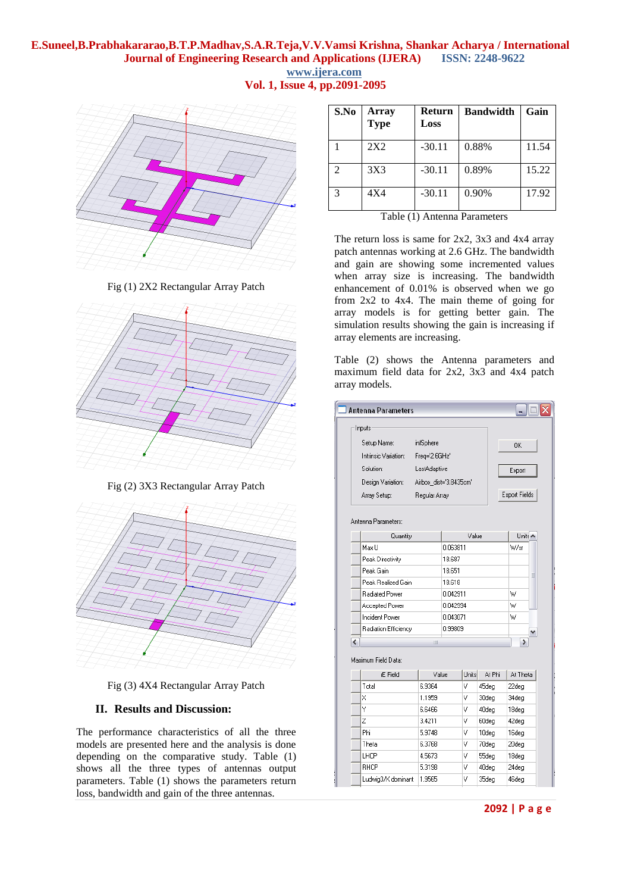Fig (1) 2X2 Rectangular Array Patch

Fig (2) 3X3 Rectangular Array Patch

Fig (3) 4X4 Rectangular Array Patch

## II. Results and Discussion:

The performance characteristics of all the three models are presented here and the analysis is done depending on the comparative study. Table (1) shows all the three types of antennas output parameters. Table (1) shows the parameters return loss, bandwidth and gain of the three antennas.

| S.No | Array Type | Return Loss | Bandwidth | Gain |
|---|---|---|---|---|
| 1 | 2X2 | -30.11 | 0.88% | 11.54 |
| 2 | 3X3 | -30.11 | 0.89% | 15.22 |
| 3 | 4X4 | -30.11 | 0.90% | 17.92 |

Table (1) Antenna Parameters

The return loss is same for 2x2, 3x3 and 4x4 array patch antennas working at 2.6 GHz. The bandwidth and gain are showing some incremented values when array size is increasing. The bandwidth enhancement of 0.01% is observed when we go from 2x2 to 4x4. The main theme of going for array models is for getting better gain. The simulation results showing the gain is increasing if array elements are increasing.

Table (2) shows the Antenna parameters and maximum field data for 2x2, 3x3 and 4x4 patch array models.

Antenna Parameters

Inputs

Setup Name: infSphere
Intrinsic Variation: Freq='2.6GHz'
Solution: LastAdaptive
Design Variation: Airbox_dist='3.8435cm'
Array Setup: Regular Array

Antenna Parameters:

| Quantity | Value | Units |
|---|---|---|
| Max U | 0.063811 | W/sr |
| Peak Directivity | 18.687 | |
| Peak Gain | 18.651 | |
| Peak Realized Gain | 18.618 | |
| Radiated Power | 0.042911 | W |
| Accepted Power | 0.042994 | W |
| Incident Power | 0.043071 | W |
| Radiation Efficiency | 0.99809 | |

Maximum Field Data:

| rE Field | Value | Units | At Phi | At Theta |
|---|---|---|---|---|
| Total | 6.9364 | V | 45deg | 22deg |
| X | 1.1959 | V | 30deg | 34deg |
| Y | 6.6466 | V | 40deg | 18deg |
| Z | 3.4211 | V | 60deg | 42deg |
| Phi | 5.9748 | V | 10deg | 16deg |
| Theta | 6.3768 | V | 70deg | 20deg |
| LHCP | 4.5673 | V | 55deg | 18deg |
| RHCP | 5.3198 | V | 40deg | 24deg |
| Ludwig3/X dominant | 1.9565 | V | 35deg | 46deg |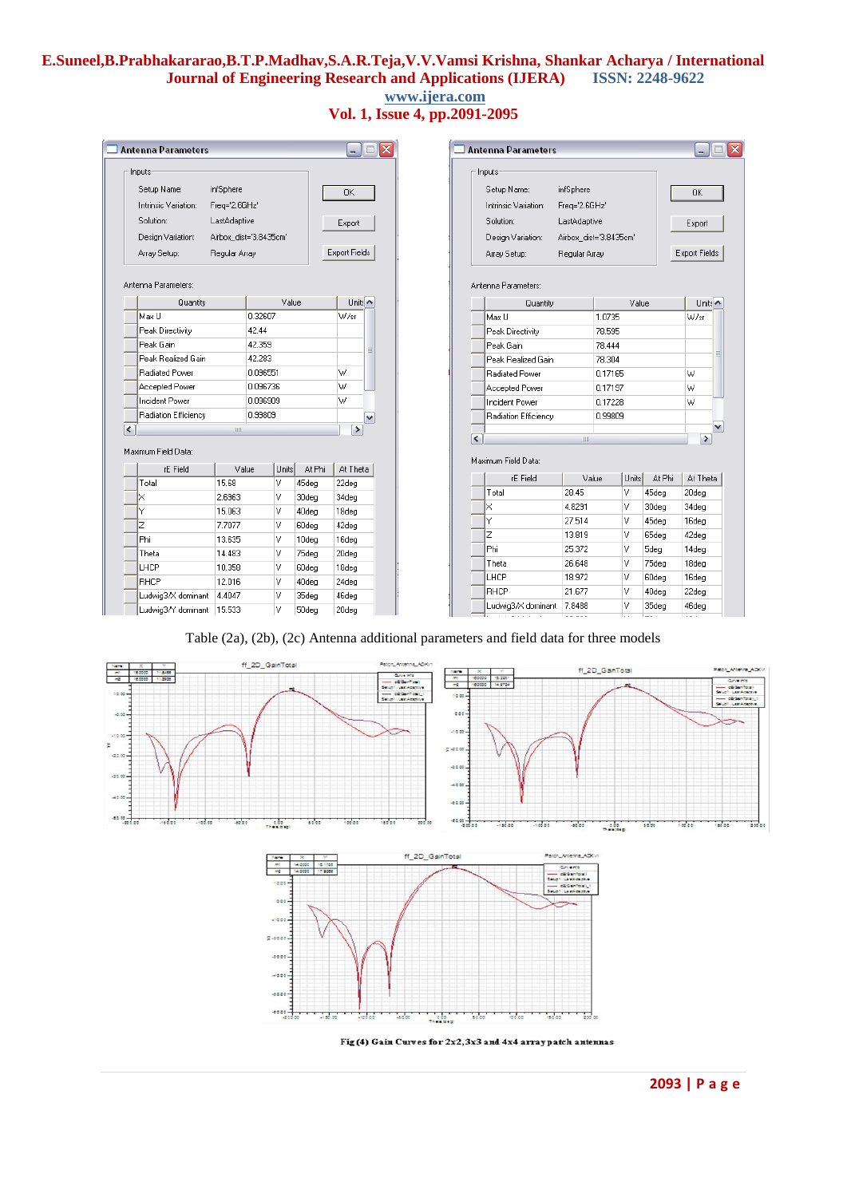| Antenna Parameters | | |
|---|---|---|
| Setup Name: | infSphere | |
| Intrinsic Variation: | Freq='2.6GHz' | |
| Solution: | LastAdaptive | |
| Design Variation: | Airbox_dist='3.8435cm' | |
| Array Setup: | Regular Array | |

| Quantity | Value | Units |
|---|---|---|
| Max U | 0.32607 | W/sr |
| Peak Directivity | 42.44 | |
| Peak Gain | 42.359 | |
| Peak Realized Gain | 42.283 | |
| Radiated Power | 0.096551 | W |
| Accepted Power | 0.096736 | W |
| Incident Power | 0.096909 | W |
| Radiation Efficiency | 0.99809 | |

Maximum Field Data:

| rE Field | Value | Units | At Phi | At Theta |
|---|---|---|---|---|
| Total | 15.68 | V | 45deg | 22deg |
| X | 2.6963 | V | 30deg | 34deg |
| Y | 15.063 | V | 40deg | 18deg |
| Z | 7.7077 | V | 60deg | 42deg |
| Phi | 13.635 | V | 10deg | 16deg |
| Theta | 14.483 | V | 75deg | 20deg |
| LHCP | 10.358 | V | 60deg | 18deg |
| RHCP | 12.016 | V | 40deg | 24deg |
| Ludwig3/X dominant | 4.4047 | V | 35deg | 46deg |
| Ludwig3/Y dominant | 15.533 | V | 50deg | 20deg |

| Antenna Parameters | | |
|---|---|---|
| Setup Name: | infSphere | |
| Intrinsic Variation: | Freq='2.6GHz' | |
| Solution: | LastAdaptive | |
| Design Variation: | Airbox_dist='3.8435cm' | |
| Array Setup: | Regular Array | |

| Quantity | Value | Units |
|---|---|---|
| Max U | 1.0735 | W/sr |
| Peak Directivity | 78.595 | |
| Peak Gain | 78.444 | |
| Peak Realized Gain | 78.304 | |
| Radiated Power | 0.17165 | W |
| Accepted Power | 0.17197 | W |
| Incident Power | 0.17228 | W |
| Radiation Efficiency | 0.99809 | |

Maximum Field Data:

| rE Field | Value | Units | At Phi | At Theta |
|---|---|---|---|---|
| Total | 28.45 | V | 45deg | 20deg |
| X | 4.8291 | V | 30deg | 34deg |
| Y | 27.514 | V | 45deg | 16deg |
| Z | 13.819 | V | 65deg | 42deg |
| Phi | 25.372 | V | 5deg | 14deg |
| Theta | 26.648 | V | 75deg | 18deg |
| LHCP | 18.972 | V | 60deg | 16deg |
| RHCP | 21.677 | V | 40deg | 22deg |
| Ludwig3/X dominant | 7.8488 | V | 35deg | 46deg |

Table (2a), (2b), (2c) Antenna additional parameters and field data for three models

Fig (4) Gain Curves for 2x2,3x3 and 4x4 array patch antennas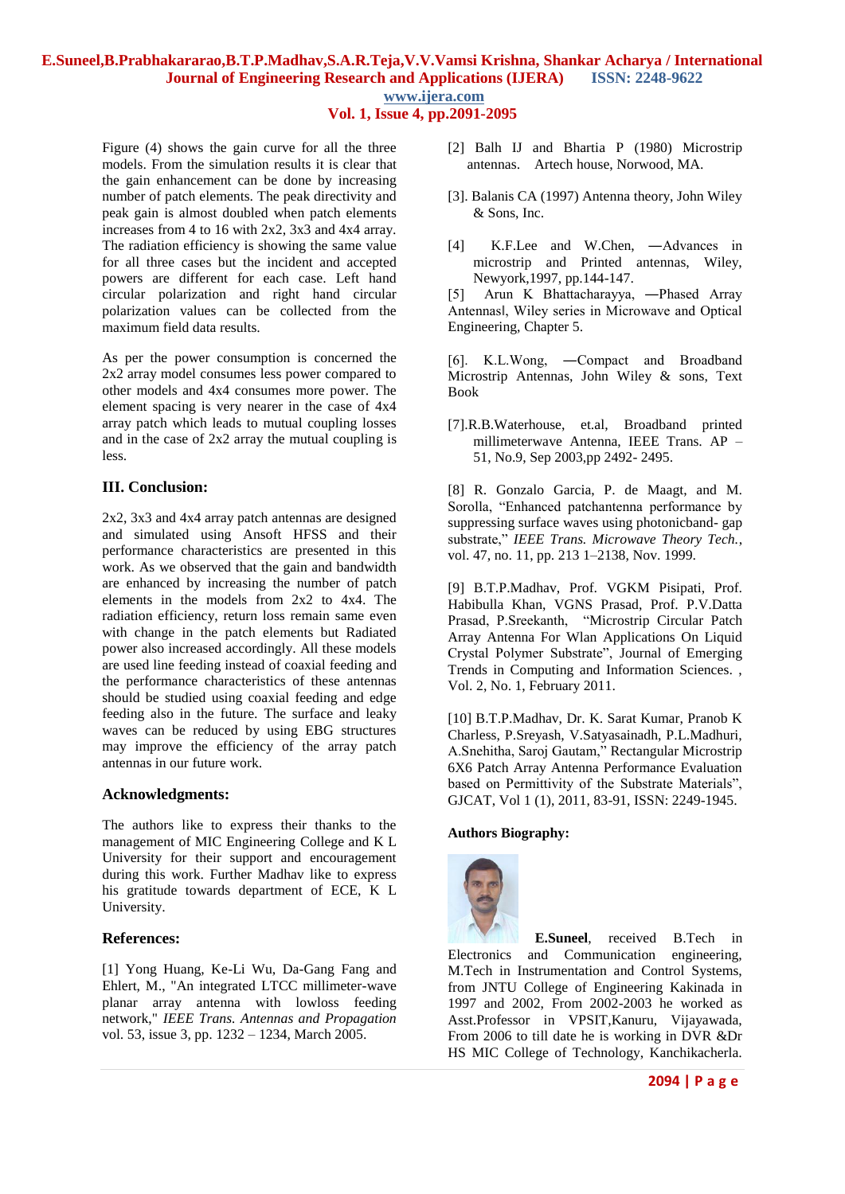Figure (4) shows the gain curve for all the three models. From the simulation results it is clear that the gain enhancement can be done by increasing number of patch elements. The peak directivity and peak gain is almost doubled when patch elements increases from 4 to 16 with 2x2, 3x3 and 4x4 array. The radiation efficiency is showing the same value for all three cases but the incident and accepted powers are different for each case. Left hand circular polarization and right hand circular polarization values can be collected from the maximum field data results.

As per the power consumption is concerned the 2x2 array model consumes less power compared to other models and 4x4 consumes more power. The element spacing is very nearer in the case of 4x4 array patch which leads to mutual coupling losses and in the case of 2x2 array the mutual coupling is less.

## III. Conclusion:

2x2, 3x3 and 4x4 array patch antennas are designed and simulated using Ansoft HFSS and their performance characteristics are presented in this work. As we observed that the gain and bandwidth are enhanced by increasing the number of patch elements in the models from 2x2 to 4x4. The radiation efficiency, return loss remain same even with change in the patch elements but Radiated power also increased accordingly. All these models are used line feeding instead of coaxial feeding and the performance characteristics of these antennas should be studied using coaxial feeding and edge feeding also in the future. The surface and leaky waves can be reduced by using EBG structures may improve the efficiency of the array patch antennas in our future work.

## Acknowledgments:

The authors like to express their thanks to the management of MIC Engineering College and K L University for their support and encouragement during this work. Further Madhav like to express his gratitude towards department of ECE, K L University.

## References:

[1] Yong Huang, Ke-Li Wu, Da-Gang Fang and Ehlert, M., "An integrated LTCC millimeter-wave planar array antenna with lowloss feeding network," *IEEE Trans. Antennas and Propagation* vol. 53, issue 3, pp. 1232 – 1234, March 2005.

[2] Balh IJ and Bhartia P (1980) Microstrip antennas. Artech house, Norwood, MA.

[3]. Balanis CA (1997) Antenna theory, John Wiley & Sons, Inc.

[4] K.F.Lee and W.Chen, ―Advances in microstrip and Printed antennas, Wiley, Newyork,1997, pp.144-147.

[5] Arun K Bhattacharayya, ―Phased Array Antennas‖, Wiley series in Microwave and Optical Engineering, Chapter 5.

[6]. K.L.Wong, ―Compact and Broadband Microstrip Antennas, John Wiley & sons, Text Book

[7].R.B.Waterhouse, et.al, Broadband printed millimeterwave Antenna, IEEE Trans. AP – 51, No.9, Sep 2003,pp 2492- 2495.

[8] R. Gonzalo Garcia, P. de Maagt, and M. Sorolla, "Enhanced patchantenna performance by suppressing surface waves using photonicband- gap substrate," *IEEE Trans. Microwave Theory Tech.*, vol. 47, no. 11, pp. 213 1–2138, Nov. 1999.

[9] B.T.P.Madhav, Prof. VGKM Pisipati, Prof. Habibulla Khan, VGNS Prasad, Prof. P.V.Datta Prasad, P.Sreekanth, "Microstrip Circular Patch Array Antenna For Wlan Applications On Liquid Crystal Polymer Substrate", Journal of Emerging Trends in Computing and Information Sciences. , Vol. 2, No. 1, February 2011.

[10] B.T.P.Madhav, Dr. K. Sarat Kumar, Pranob K Charless, P.Sreyash, V.Satyasainadh, P.L.Madhuri, A.Snehitha, Saroj Gautam," Rectangular Microstrip 6X6 Patch Array Antenna Performance Evaluation based on Permittivity of the Substrate Materials", GJCAT, Vol 1 (1), 2011, 83-91, ISSN: 2249-1945.

## Authors Biography:

**E.Suneel**, received B.Tech in Electronics and Communication engineering, M.Tech in Instrumentation and Control Systems, from JNTU College of Engineering Kakinada in 1997 and 2002, From 2002-2003 he worked as Asst.Professor in VPSIT,Kanuru, Vijayawada, From 2006 to till date he is working in DVR &Dr HS MIC College of Technology, Kanchikacherla.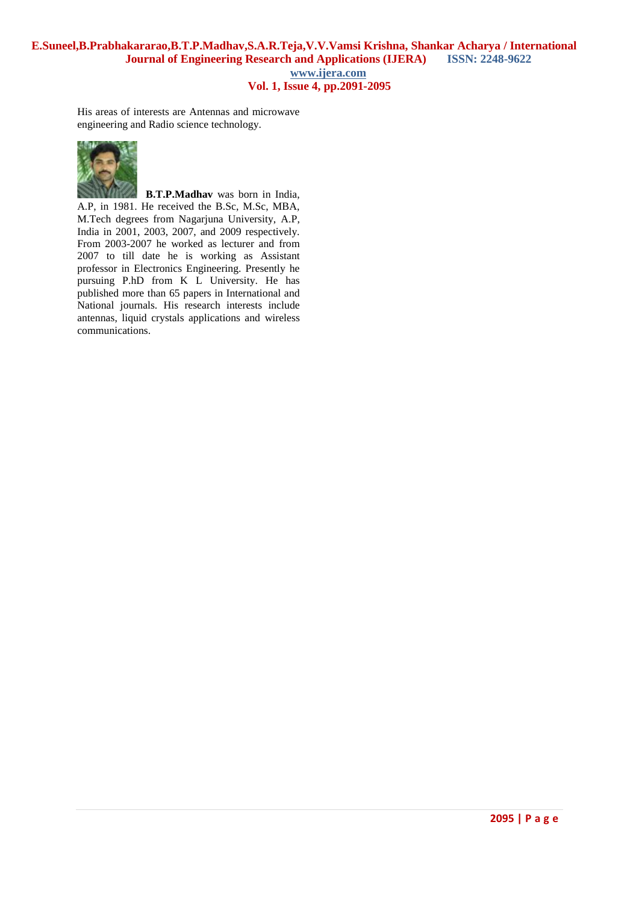His areas of interests are Antennas and microwave engineering and Radio science technology.

**B.T.P.Madhav** was born in India, A.P, in 1981. He received the B.Sc, M.Sc, MBA, M.Tech degrees from Nagarjuna University, A.P, India in 2001, 2003, 2007, and 2009 respectively. From 2003-2007 he worked as lecturer and from 2007 to till date he is working as Assistant professor in Electronics Engineering. Presently he pursuing P.hD from K L University. He has published more than 65 papers in International and National journals. His research interests include antennas, liquid crystals applications and wireless communications.